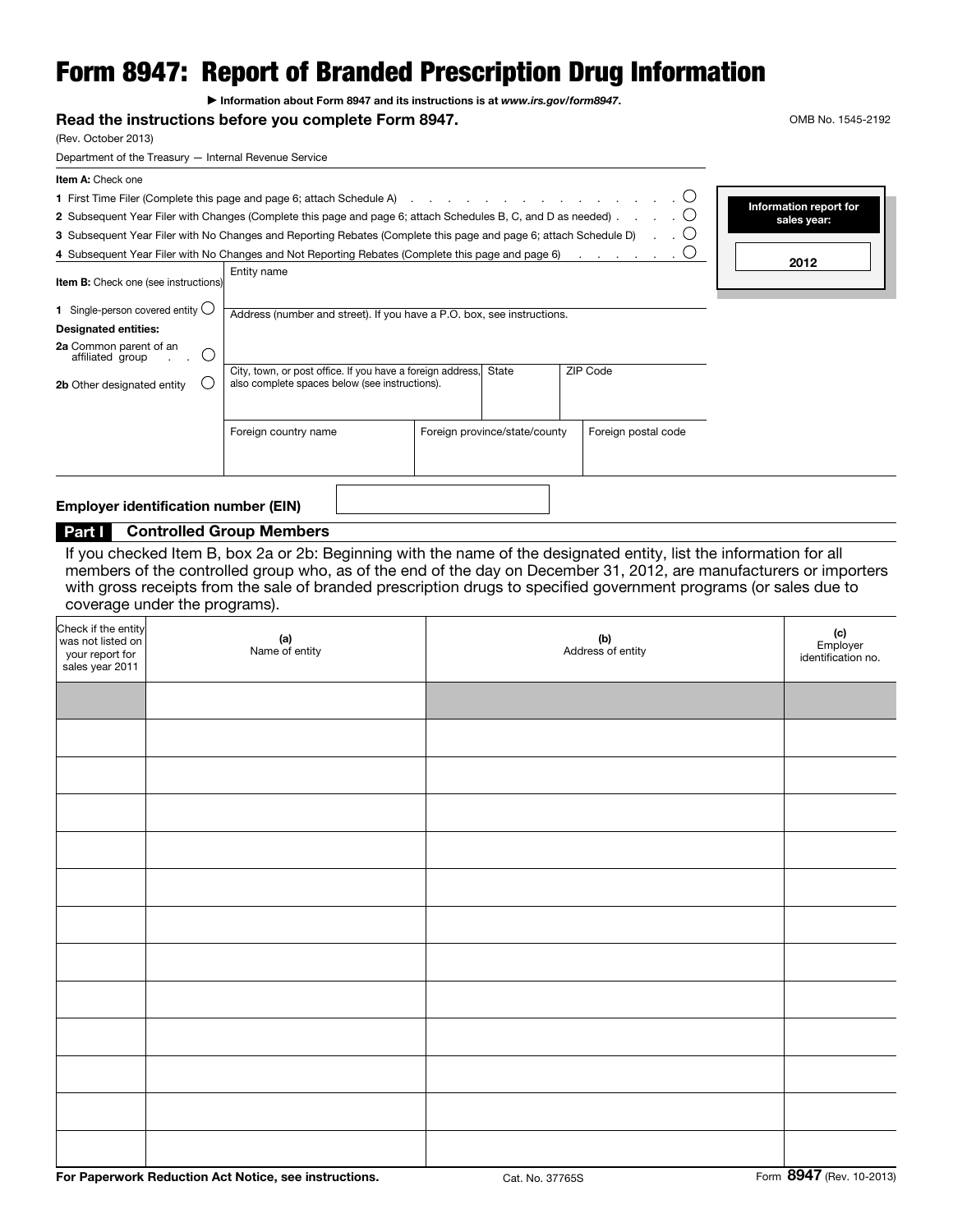# Form 8947: Report of Branded Prescription Drug Information

▶ Information about Form 8947 and its instructions is at *www.irs.gov/form8947*.

**Read the instructions before you complete Form 8947.**

OMB No. 1545-2192

(Rev. October 2013)

Department of the Treasury — Internal Revenue Service

**Information report for sales year:** 2012

**Item A:** Check one

1 First Time Filer (Complete this page and page 6; attach Schedule A) ○

2 Subsequent Year Filer with Changes (Complete this page and page 6; attach Schedules B, C, and D as needed) ○

3 Subsequent Year Filer with No Changes and Reporting Rebates (Complete this page and page 6; attach Schedule D) ○

4 Subsequent Year Filer with No Changes and Not Reporting Rebates (Complete this page and page 6) ○

**Item B:** Check one (see instructions)

1 Single-person covered entity ○

**Designated entities:**

2a Common parent of an affiliated group ○

2b Other designated entity ○

Entity name

Address (number and street). If you have a P.O. box, see instructions.

| City, town, or post office. If you have a foreign address, also complete spaces below (see instructions). | State | ZIP Code |
|---|---|---|
| | | |

| Foreign country name | Foreign province/state/county | Foreign postal code |
|---|---|---|
| | | |

**Employer identification number (EIN)**

## Part I Controlled Group Members

If you checked Item B, box 2a or 2b: Beginning with the name of the designated entity, list the information for all members of the controlled group who, as of the end of the day on December 31, 2012, are manufacturers or importers with gross receipts from the sale of branded prescription drugs to specified government programs (or sales due to coverage under the programs).

| Check if the entity was not listed on your report for sales year 2011 | (a) Name of entity | (b) Address of entity | (c) Employer identification no. |
|---|---|---|---|
| | | | |
| | | | |
| | | | |
| | | | |
| | | | |
| | | | |
| | | | |
| | | | |
| | | | |
| | | | |
| | | | |
| | | | |
| | | | |

**For Paperwork Reduction Act Notice, see instructions.** Cat. No. 37765S Form **8947** (Rev. 10-2013)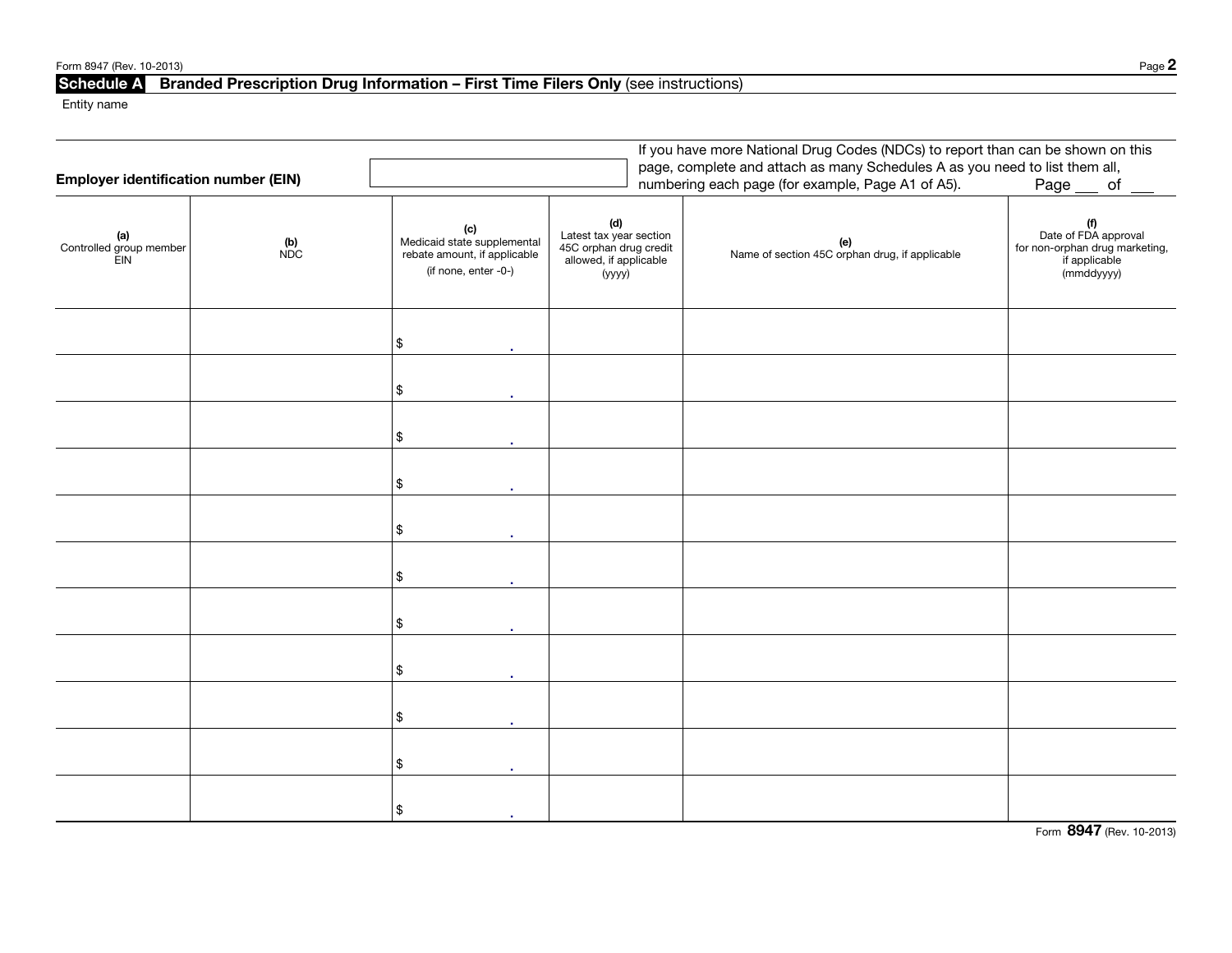## Schedule A Branded Prescription Drug Information – First Time Filers Only (see instructions)

Entity name

**Employer identification number (EIN)**

If you have more National Drug Codes (NDCs) to report than can be shown on this page, complete and attach as many Schedules A as you need to list them all, numbering each page (for example, Page A1 of A5). Page ___ of ___

| (a) Controlled group member EIN | (b) NDC | (c) Medicaid state supplemental rebate amount, if applicable (if none, enter -0-) | (d) Latest tax year section 45C orphan drug credit allowed, if applicable (yyyy) | (e) Name of section 45C orphan drug, if applicable | (f) Date of FDA approval for non-orphan drug marketing, if applicable (mmddyyyy) |
|---|---|---|---|---|---|
| | | $ . | | | |
| | | $ . | | | |
| | | $ . | | | |
| | | $ . | | | |
| | | $ . | | | |
| | | $ . | | | |
| | | $ . | | | |
| | | $ . | | | |
| | | $ . | | | |
| | | $ . | | | |
| | | $ . | | | |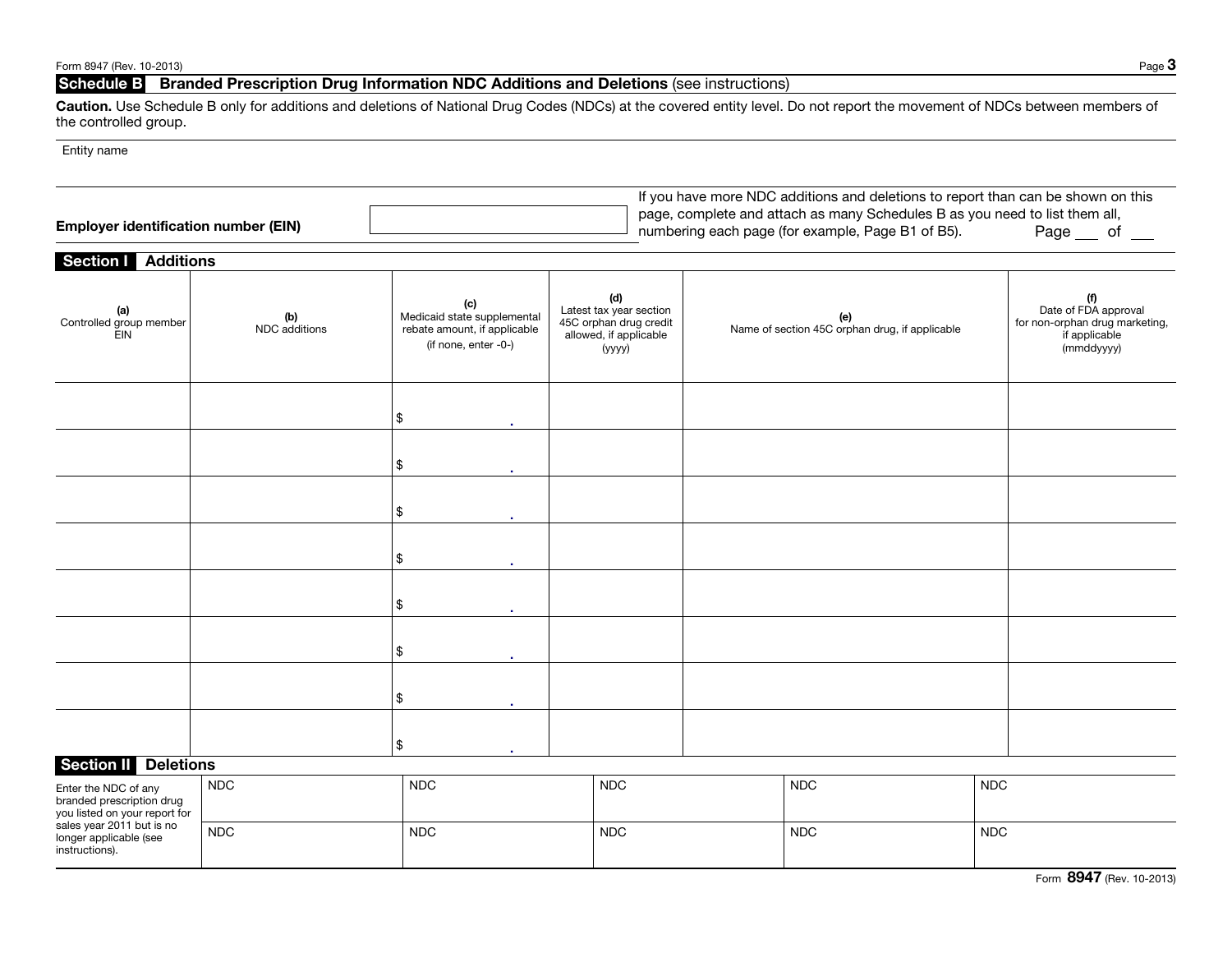## Schedule B Branded Prescription Drug Information NDC Additions and Deletions (see instructions)

**Caution.** Use Schedule B only for additions and deletions of National Drug Codes (NDCs) at the covered entity level. Do not report the movement of NDCs between members of the controlled group.

Entity name

**Employer identification number (EIN)**

If you have more NDC additions and deletions to report than can be shown on this page, complete and attach as many Schedules B as you need to list them all, numbering each page (for example, Page B1 of B5). Page ___ of ___

### Section I Additions

| (a) Controlled group member EIN | (b) NDC additions | (c) Medicaid state supplemental rebate amount, if applicable (if none, enter -0-) | (d) Latest tax year section 45C orphan drug credit allowed, if applicable (yyyy) | (e) Name of section 45C orphan drug, if applicable | (f) Date of FDA approval for non-orphan drug marketing, if applicable (mmddyyyy) |
|---|---|---|---|---|---|
| | | $ . | | | |
| | | $ . | | | |
| | | $ . | | | |
| | | $ . | | | |
| | | $ . | | | |
| | | $ . | | | |
| | | $ . | | | |
| | | $ . | | | |

### Section II Deletions

| Enter the NDC of any branded prescription drug you listed on your report for sales year 2011 but is no longer applicable (see instructions). | | | | | |
|---|---|---|---|---|---|
| | NDC | NDC | NDC | NDC | NDC |
| | NDC | NDC | NDC | NDC | NDC |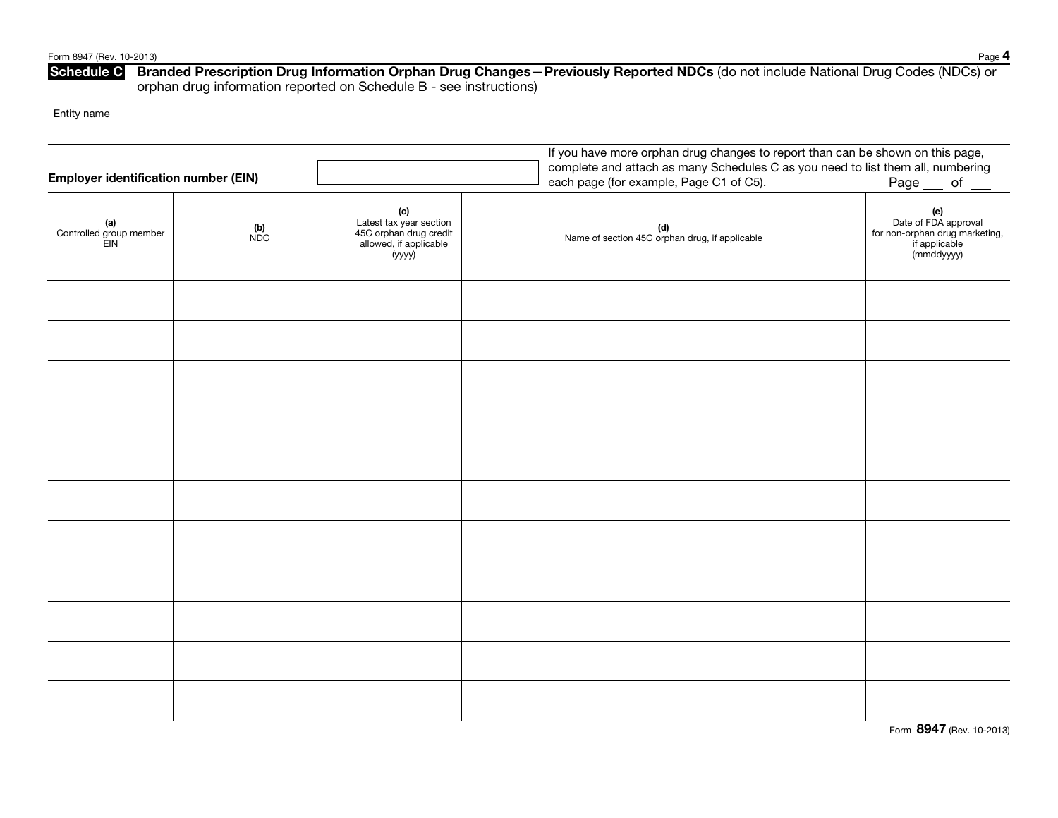**Schedule C** **Branded Prescription Drug Information Orphan Drug Changes—Previously Reported NDCs** (do not include National Drug Codes (NDCs) or orphan drug information reported on Schedule B - see instructions)

Entity name

**Employer identification number (EIN)**

If you have more orphan drug changes to report than can be shown on this page, complete and attach as many Schedules C as you need to list them all, numbering each page (for example, Page C1 of C5). Page \_\_\_ of \_\_\_

| (a) Controlled group member EIN | (b) NDC | (c) Latest tax year section 45C orphan drug credit allowed, if applicable (yyyy) | (d) Name of section 45C orphan drug, if applicable | (e) Date of FDA approval for non-orphan drug marketing, if applicable (mmddyyyy) |
|---|---|---|---|---|
| | | | | |
| | | | | |
| | | | | |
| | | | | |
| | | | | |
| | | | | |
| | | | | |
| | | | | |
| | | | | |
| | | | | |
| | | | | |

Form **8947** (Rev. 10-2013)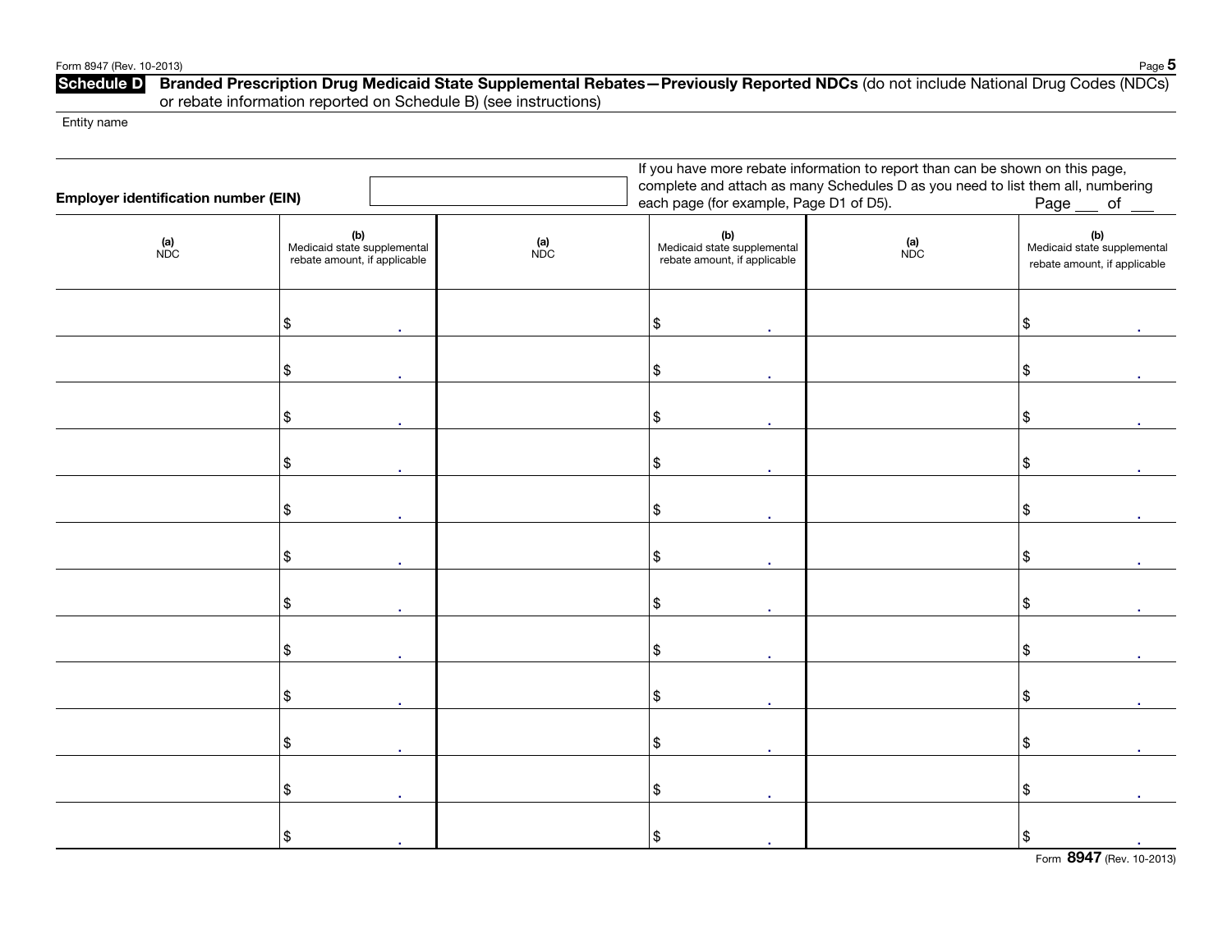**Schedule D** **Branded Prescription Drug Medicaid State Supplemental Rebates—Previously Reported NDCs** (do not include National Drug Codes (NDCs) or rebate information reported on Schedule B) (see instructions)

Entity name

**Employer identification number (EIN)**

If you have more rebate information to report than can be shown on this page, complete and attach as many Schedules D as you need to list them all, numbering each page (for example, Page D1 of D5). Page ___ of ___

| (a) NDC | (b) Medicaid state supplemental rebate amount, if applicable | (a) NDC | (b) Medicaid state supplemental rebate amount, if applicable | (a) NDC | (b) Medicaid state supplemental rebate amount, if applicable |
|---|---|---|---|---|---|
| | $ . | | $ . | | $ . |
| | $ . | | $ . | | $ . |
| | $ . | | $ . | | $ . |
| | $ . | | $ . | | $ . |
| | $ . | | $ . | | $ . |
| | $ . | | $ . | | $ . |
| | $ . | | $ . | | $ . |
| | $ . | | $ . | | $ . |
| | $ . | | $ . | | $ . |
| | $ . | | $ . | | $ . |
| | $ . | | $ . | | $ . |
| | $ . | | $ . | | $ . |

Form **8947** (Rev. 10-2013)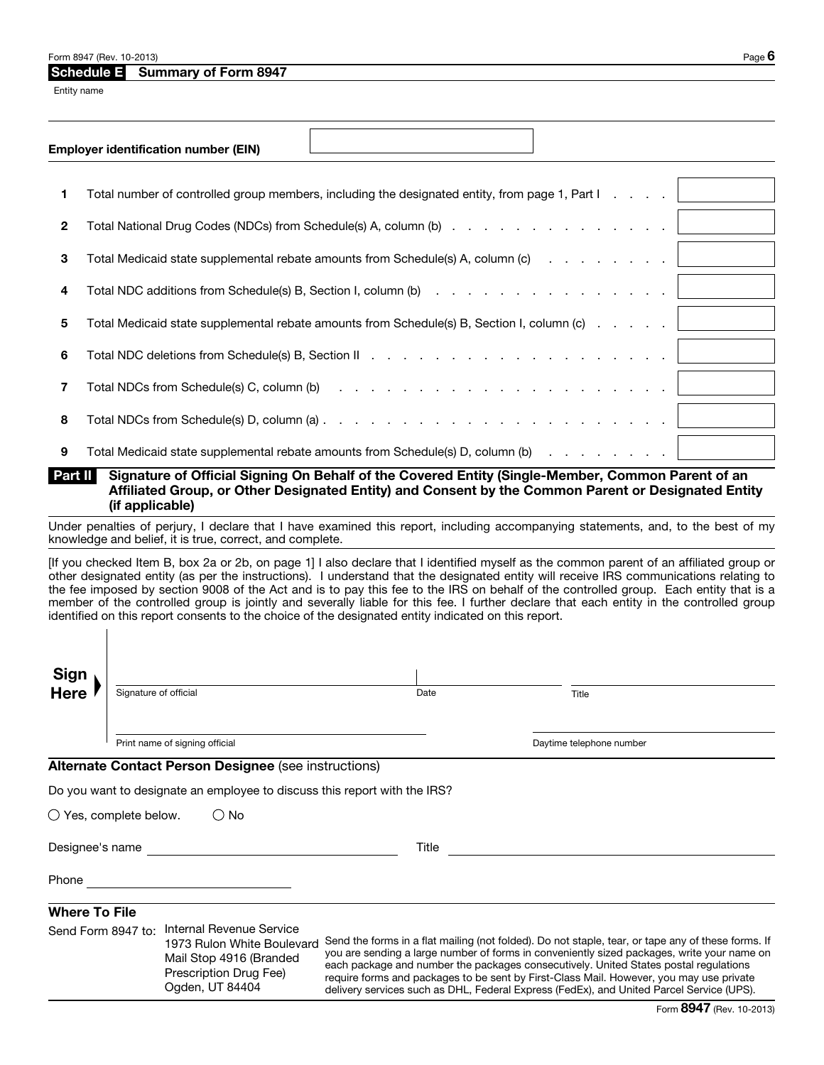## Schedule E Summary of Form 8947

Entity name

**Employer identification number (EIN)**

| | | |
|---|---|---|
| 1 | Total number of controlled group members, including the designated entity, from page 1, Part I | |
| 2 | Total National Drug Codes (NDCs) from Schedule(s) A, column (b) | |
| 3 | Total Medicaid state supplemental rebate amounts from Schedule(s) A, column (c) | |
| 4 | Total NDC additions from Schedule(s) B, Section I, column (b) | |
| 5 | Total Medicaid state supplemental rebate amounts from Schedule(s) B, Section I, column (c) | |
| 6 | Total NDC deletions from Schedule(s) B, Section II | |
| 7 | Total NDCs from Schedule(s) C, column (b) | |
| 8 | Total NDCs from Schedule(s) D, column (a) | |
| 9 | Total Medicaid state supplemental rebate amounts from Schedule(s) D, column (b) | |

### Part II Signature of Official Signing On Behalf of the Covered Entity (Single-Member, Common Parent of an Affiliated Group, or Other Designated Entity) and Consent by the Common Parent or Designated Entity (if applicable)

Under penalties of perjury, I declare that I have examined this report, including accompanying statements, and, to the best of my knowledge and belief, it is true, correct, and complete.

[If you checked Item B, box 2a or 2b, on page 1] I also declare that I identified myself as the common parent of an affiliated group or other designated entity (as per the instructions). I understand that the designated entity will receive IRS communications relating to the fee imposed by section 9008 of the Act and is to pay this fee to the IRS on behalf of the controlled group. Each entity that is a member of the controlled group is jointly and severally liable for this fee. I further declare that each entity in the controlled group identified on this report consents to the choice of the designated entity indicated on this report.

**Sign Here**

Signature of official | Date | Title

Print name of signing official | Daytime telephone number

### Alternate Contact Person Designee (see instructions)

Do you want to designate an employee to discuss this report with the IRS?

○ Yes, complete below. ○ No

Designee's name ____________ Title ____________

Phone ____________

### Where To File

Send Form 8947 to: Internal Revenue Service
1973 Rulon White Boulevard
Mail Stop 4916 (Branded Prescription Drug Fee)
Ogden, UT 84404

Send the forms in a flat mailing (not folded). Do not staple, tear, or tape any of these forms. If you are sending a large number of forms in conveniently sized packages, write your name on each package and number the packages consecutively. United States postal regulations require forms and packages to be sent by First-Class Mail. However, you may use private delivery services such as DHL, Federal Express (FedEx), and United Parcel Service (UPS).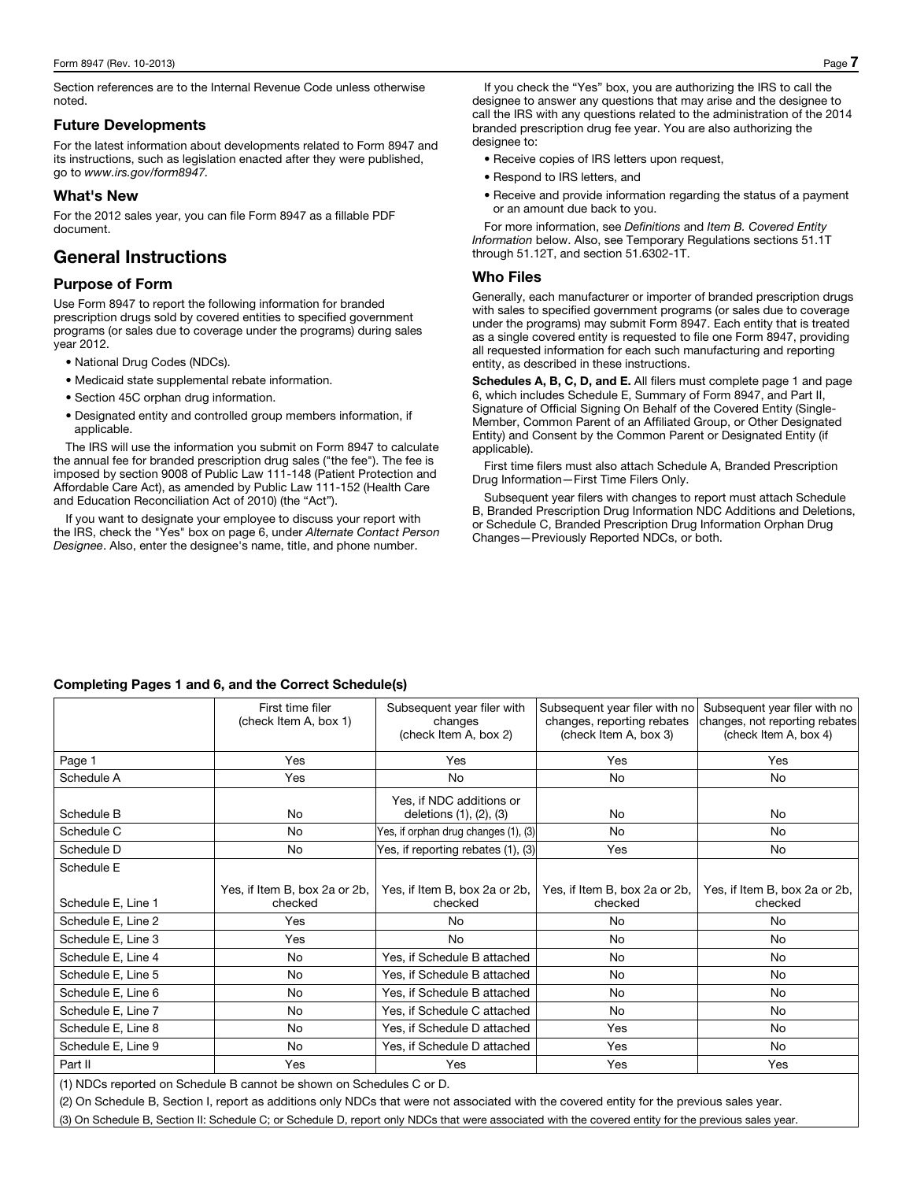Section references are to the Internal Revenue Code unless otherwise noted.

### Future Developments

For the latest information about developments related to Form 8947 and its instructions, such as legislation enacted after they were published, go to *www.irs.gov/form8947.*

### What's New

For the 2012 sales year, you can file Form 8947 as a fillable PDF document.

## General Instructions

### Purpose of Form

Use Form 8947 to report the following information for branded prescription drugs sold by covered entities to specified government programs (or sales due to coverage under the programs) during sales year 2012.

- National Drug Codes (NDCs).
- Medicaid state supplemental rebate information.
- Section 45C orphan drug information.
- Designated entity and controlled group members information, if applicable.

The IRS will use the information you submit on Form 8947 to calculate the annual fee for branded prescription drug sales ("the fee"). The fee is imposed by section 9008 of Public Law 111-148 (Patient Protection and Affordable Care Act), as amended by Public Law 111-152 (Health Care and Education Reconciliation Act of 2010) (the "Act").

If you want to designate your employee to discuss your report with the IRS, check the "Yes" box on page 6, under *Alternate Contact Person Designee*. Also, enter the designee's name, title, and phone number.

If you check the "Yes" box, you are authorizing the IRS to call the designee to answer any questions that may arise and the designee to call the IRS with any questions related to the administration of the 2014 branded prescription drug fee year. You are also authorizing the designee to:

- Receive copies of IRS letters upon request,
- Respond to IRS letters, and
- Receive and provide information regarding the status of a payment or an amount due back to you.

For more information, see *Definitions* and *Item B. Covered Entity Information* below. Also, see Temporary Regulations sections 51.1T through 51.12T, and section 51.6302-1T.

### Who Files

Generally, each manufacturer or importer of branded prescription drugs with sales to specified government programs (or sales due to coverage under the programs) may submit Form 8947. Each entity that is treated as a single covered entity is requested to file one Form 8947, providing all requested information for each such manufacturing and reporting entity, as described in these instructions.

**Schedules A, B, C, D, and E.** All filers must complete page 1 and page 6, which includes Schedule E, Summary of Form 8947, and Part II, Signature of Official Signing On Behalf of the Covered Entity (Single-Member, Common Parent of an Affiliated Group, or Other Designated Entity) and Consent by the Common Parent or Designated Entity (if applicable).

First time filers must also attach Schedule A, Branded Prescription Drug Information—First Time Filers Only.

Subsequent year filers with changes to report must attach Schedule B, Branded Prescription Drug Information NDC Additions and Deletions, or Schedule C, Branded Prescription Drug Information Orphan Drug Changes—Previously Reported NDCs, or both.

**Completing Pages 1 and 6, and the Correct Schedule(s)**

| | First time filer (check Item A, box 1) | Subsequent year filer with changes (check Item A, box 2) | Subsequent year filer with no changes, reporting rebates (check Item A, box 3) | Subsequent year filer with no changes, not reporting rebates (check Item A, box 4) |
|---|---|---|---|---|
| Page 1 | Yes | Yes | Yes | Yes |
| Schedule A | Yes | No | No | No |
| Schedule B | No | Yes, if NDC additions or deletions (1), (2), (3) | No | No |
| Schedule C | No | Yes, if orphan drug changes (1), (3) | No | No |
| Schedule D | No | Yes, if reporting rebates (1), (3) | Yes | No |
| Schedule E | | | | |
| Schedule E, Line 1 | Yes, if Item B, box 2a or 2b, checked | Yes, if Item B, box 2a or 2b, checked | Yes, if Item B, box 2a or 2b, checked | Yes, if Item B, box 2a or 2b, checked |
| Schedule E, Line 2 | Yes | No | No | No |
| Schedule E, Line 3 | Yes | No | No | No |
| Schedule E, Line 4 | No | Yes, if Schedule B attached | No | No |
| Schedule E, Line 5 | No | Yes, if Schedule B attached | No | No |
| Schedule E, Line 6 | No | Yes, if Schedule B attached | No | No |
| Schedule E, Line 7 | No | Yes, if Schedule C attached | No | No |
| Schedule E, Line 8 | No | Yes, if Schedule D attached | Yes | No |
| Schedule E, Line 9 | No | Yes, if Schedule D attached | Yes | No |
| Part II | Yes | Yes | Yes | Yes |

(1) NDCs reported on Schedule B cannot be shown on Schedules C or D.

(2) On Schedule B, Section I, report as additions only NDCs that were not associated with the covered entity for the previous sales year.

(3) On Schedule B, Section II: Schedule C; or Schedule D, report only NDCs that were associated with the covered entity for the previous sales year.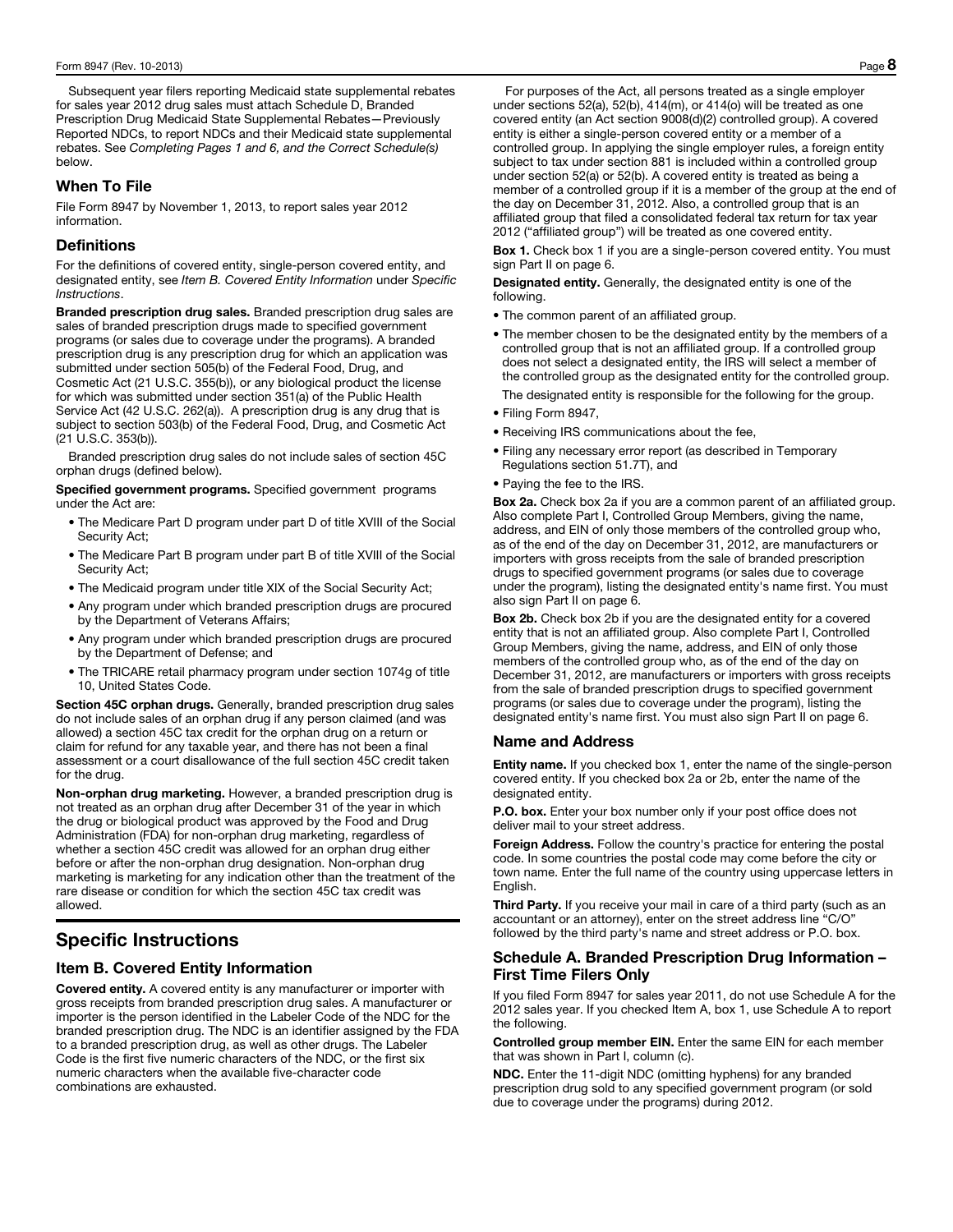Subsequent year filers reporting Medicaid state supplemental rebates for sales year 2012 drug sales must attach Schedule D, Branded Prescription Drug Medicaid State Supplemental Rebates—Previously Reported NDCs, to report NDCs and their Medicaid state supplemental rebates. See *Completing Pages 1 and 6, and the Correct Schedule(s)* below.

### When To File

File Form 8947 by November 1, 2013, to report sales year 2012 information.

### Definitions

For the definitions of covered entity, single-person covered entity, and designated entity, see *Item B. Covered Entity Information* under *Specific Instructions*.

**Branded prescription drug sales.** Branded prescription drug sales are sales of branded prescription drugs made to specified government programs (or sales due to coverage under the programs). A branded prescription drug is any prescription drug for which an application was submitted under section 505(b) of the Federal Food, Drug, and Cosmetic Act (21 U.S.C. 355(b)), or any biological product the license for which was submitted under section 351(a) of the Public Health Service Act (42 U.S.C. 262(a)). A prescription drug is any drug that is subject to section 503(b) of the Federal Food, Drug, and Cosmetic Act (21 U.S.C. 353(b)).

Branded prescription drug sales do not include sales of section 45C orphan drugs (defined below).

**Specified government programs.** Specified government programs under the Act are:

- The Medicare Part D program under part D of title XVIII of the Social Security Act;
- The Medicare Part B program under part B of title XVIII of the Social Security Act;
- The Medicaid program under title XIX of the Social Security Act;
- Any program under which branded prescription drugs are procured by the Department of Veterans Affairs;
- Any program under which branded prescription drugs are procured by the Department of Defense; and
- The TRICARE retail pharmacy program under section 1074g of title 10, United States Code.

**Section 45C orphan drugs.** Generally, branded prescription drug sales do not include sales of an orphan drug if any person claimed (and was allowed) a section 45C tax credit for the orphan drug on a return or claim for refund for any taxable year, and there has not been a final assessment or a court disallowance of the full section 45C credit taken for the drug.

**Non-orphan drug marketing.** However, a branded prescription drug is not treated as an orphan drug after December 31 of the year in which the drug or biological product was approved by the Food and Drug Administration (FDA) for non-orphan drug marketing, regardless of whether a section 45C credit was allowed for an orphan drug either before or after the non-orphan drug designation. Non-orphan drug marketing is marketing for any indication other than the treatment of the rare disease or condition for which the section 45C tax credit was allowed.

## Specific Instructions

### Item B. Covered Entity Information

**Covered entity.** A covered entity is any manufacturer or importer with gross receipts from branded prescription drug sales. A manufacturer or importer is the person identified in the Labeler Code of the NDC for the branded prescription drug. The NDC is an identifier assigned by the FDA to a branded prescription drug, as well as other drugs. The Labeler Code is the first five numeric characters of the NDC, or the first six numeric characters when the available five-character code combinations are exhausted.

For purposes of the Act, all persons treated as a single employer under sections 52(a), 52(b), 414(m), or 414(o) will be treated as one covered entity (an Act section 9008(d)(2) controlled group). A covered entity is either a single-person covered entity or a member of a controlled group. In applying the single employer rules, a foreign entity subject to tax under section 881 is included within a controlled group under section 52(a) or 52(b). A covered entity is treated as being a member of a controlled group if it is a member of the group at the end of the day on December 31, 2012. Also, a controlled group that is an affiliated group that filed a consolidated federal tax return for tax year 2012 ("affiliated group") will be treated as one covered entity.

**Box 1.** Check box 1 if you are a single-person covered entity. You must sign Part II on page 6.

**Designated entity.** Generally, the designated entity is one of the following.

- The common parent of an affiliated group.
- The member chosen to be the designated entity by the members of a controlled group that is not an affiliated group. If a controlled group does not select a designated entity, the IRS will select a member of the controlled group as the designated entity for the controlled group.

The designated entity is responsible for the following for the group.

- Filing Form 8947,
- Receiving IRS communications about the fee,
- Filing any necessary error report (as described in Temporary Regulations section 51.7T), and
- Paying the fee to the IRS.

**Box 2a.** Check box 2a if you are a common parent of an affiliated group. Also complete Part I, Controlled Group Members, giving the name, address, and EIN of only those members of the controlled group who, as of the end of the day on December 31, 2012, are manufacturers or importers with gross receipts from the sale of branded prescription drugs to specified government programs (or sales due to coverage under the program), listing the designated entity's name first. You must also sign Part II on page 6.

**Box 2b.** Check box 2b if you are the designated entity for a covered entity that is not an affiliated group. Also complete Part I, Controlled Group Members, giving the name, address, and EIN of only those members of the controlled group who, as of the end of the day on December 31, 2012, are manufacturers or importers with gross receipts from the sale of branded prescription drugs to specified government programs (or sales due to coverage under the program), listing the designated entity's name first. You must also sign Part II on page 6.

### Name and Address

**Entity name.** If you checked box 1, enter the name of the single-person covered entity. If you checked box 2a or 2b, enter the name of the designated entity.

**P.O. box.** Enter your box number only if your post office does not deliver mail to your street address.

**Foreign Address.** Follow the country's practice for entering the postal code. In some countries the postal code may come before the city or town name. Enter the full name of the country using uppercase letters in English.

**Third Party.** If you receive your mail in care of a third party (such as an accountant or an attorney), enter on the street address line "C/O" followed by the third party's name and street address or P.O. box.

### Schedule A. Branded Prescription Drug Information – First Time Filers Only

If you filed Form 8947 for sales year 2011, do not use Schedule A for the 2012 sales year. If you checked Item A, box 1, use Schedule A to report the following.

**Controlled group member EIN.** Enter the same EIN for each member that was shown in Part I, column (c).

**NDC.** Enter the 11-digit NDC (omitting hyphens) for any branded prescription drug sold to any specified government program (or sold due to coverage under the programs) during 2012.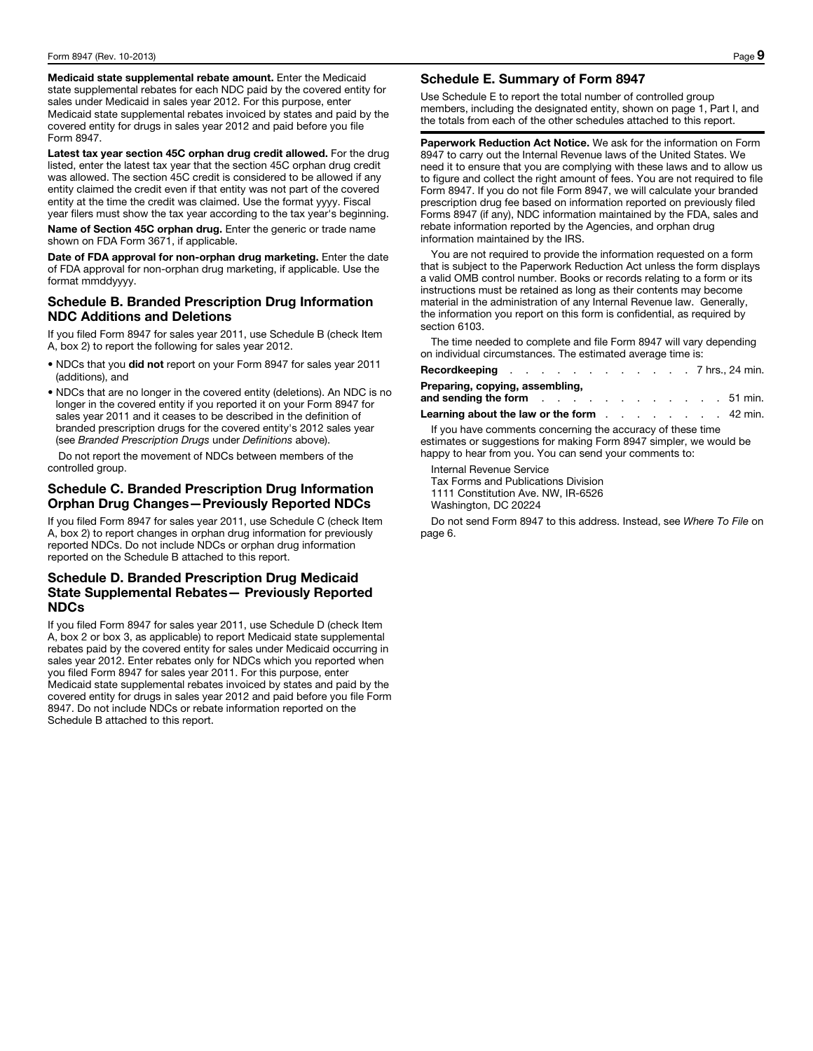**Medicaid state supplemental rebate amount.** Enter the Medicaid state supplemental rebates for each NDC paid by the covered entity for sales under Medicaid in sales year 2012. For this purpose, enter Medicaid state supplemental rebates invoiced by states and paid by the covered entity for drugs in sales year 2012 and paid before you file Form 8947.

**Latest tax year section 45C orphan drug credit allowed.** For the drug listed, enter the latest tax year that the section 45C orphan drug credit was allowed. The section 45C credit is considered to be allowed if any entity claimed the credit even if that entity was not part of the covered entity at the time the credit was claimed. Use the format yyyy. Fiscal year filers must show the tax year according to the tax year's beginning.

**Name of Section 45C orphan drug.** Enter the generic or trade name shown on FDA Form 3671, if applicable.

**Date of FDA approval for non-orphan drug marketing.** Enter the date of FDA approval for non-orphan drug marketing, if applicable. Use the format mmddyyyy.

## Schedule B. Branded Prescription Drug Information NDC Additions and Deletions

If you filed Form 8947 for sales year 2011, use Schedule B (check Item A, box 2) to report the following for sales year 2012.

- NDCs that you **did not** report on your Form 8947 for sales year 2011 (additions), and
- NDCs that are no longer in the covered entity (deletions). An NDC is no longer in the covered entity if you reported it on your Form 8947 for sales year 2011 and it ceases to be described in the definition of branded prescription drugs for the covered entity's 2012 sales year (see *Branded Prescription Drugs* under *Definitions* above).

Do not report the movement of NDCs between members of the controlled group.

## Schedule C. Branded Prescription Drug Information Orphan Drug Changes—Previously Reported NDCs

If you filed Form 8947 for sales year 2011, use Schedule C (check Item A, box 2) to report changes in orphan drug information for previously reported NDCs. Do not include NDCs or orphan drug information reported on the Schedule B attached to this report.

## Schedule D. Branded Prescription Drug Medicaid State Supplemental Rebates— Previously Reported NDCs

If you filed Form 8947 for sales year 2011, use Schedule D (check Item A, box 2 or box 3, as applicable) to report Medicaid state supplemental rebates paid by the covered entity for sales under Medicaid occurring in sales year 2012. Enter rebates only for NDCs which you reported when you filed Form 8947 for sales year 2011. For this purpose, enter Medicaid state supplemental rebates invoiced by states and paid by the covered entity for drugs in sales year 2012 and paid before you file Form 8947. Do not include NDCs or rebate information reported on the Schedule B attached to this report.

## Schedule E. Summary of Form 8947

Use Schedule E to report the total number of controlled group members, including the designated entity, shown on page 1, Part I, and the totals from each of the other schedules attached to this report.

**Paperwork Reduction Act Notice.** We ask for the information on Form 8947 to carry out the Internal Revenue laws of the United States. We need it to ensure that you are complying with these laws and to allow us to figure and collect the right amount of fees. You are not required to file Form 8947. If you do not file Form 8947, we will calculate your branded prescription drug fee based on information reported on previously filed Forms 8947 (if any), NDC information maintained by the FDA, sales and rebate information reported by the Agencies, and orphan drug information maintained by the IRS.

You are not required to provide the information requested on a form that is subject to the Paperwork Reduction Act unless the form displays a valid OMB control number. Books or records relating to a form or its instructions must be retained as long as their contents may become material in the administration of any Internal Revenue law. Generally, the information you report on this form is confidential, as required by section 6103.

The time needed to complete and file Form 8947 will vary depending on individual circumstances. The estimated average time is:

| | |
|---|---|
| **Recordkeeping** | 7 hrs., 24 min. |
| **Preparing, copying, assembling, and sending the form** | 51 min. |
| **Learning about the law or the form** | 42 min. |

If you have comments concerning the accuracy of these time estimates or suggestions for making Form 8947 simpler, we would be happy to hear from you. You can send your comments to:

Internal Revenue Service
Tax Forms and Publications Division
1111 Constitution Ave. NW, IR-6526
Washington, DC 20224

Do not send Form 8947 to this address. Instead, see *Where To File* on page 6.